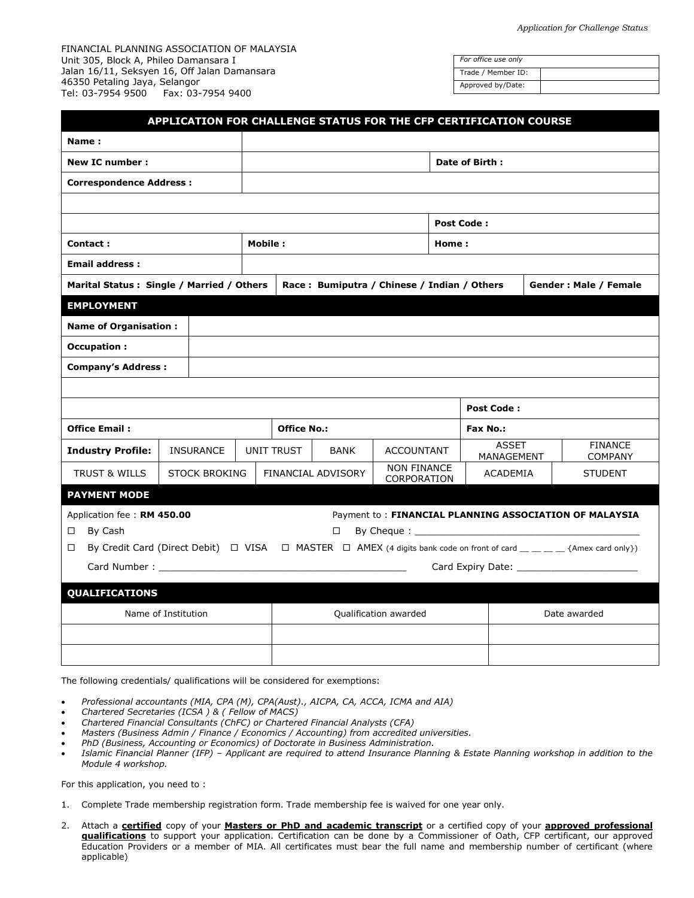FINANCIAL PLANNING ASSOCIATION OF MALAYSIA
Unit 305, Block A, Phileo Damansara I
Jalan 16/11, Seksyen 16, Off Jalan Damansara
46350 Petaling Jaya, Selangor
Tel: 03-7954 9500 Fax: 03-7954 9400

| *For office use only* | |
|---|---|
| Trade / Member ID: | |
| Approved by/Date: | |

## APPLICATION FOR CHALLENGE STATUS FOR THE CFP CERTIFICATION COURSE

| | | | |
|---|---|---|---|
| **Name :** | | | |
| **New IC number :** | | **Date of Birth :** | |
| **Correspondence Address :** | | | |
| | | | |
| | | **Post Code :** | |
| **Contact :** | **Mobile :** | **Home :** | |
| **Email address :** | | | |
| **Marital Status : Single / Married / Others** | **Race : Bumiputra / Chinese / Indian / Others** | **Gender : Male / Female** | |

### EMPLOYMENT

| | | | |
|---|---|---|---|
| **Name of Organisation :** | | | |
| **Occupation :** | | | |
| **Company's Address :** | | | |
| | | | |
| | | **Post Code :** | |
| **Office Email :** | **Office No.:** | **Fax No.:** | |

| | | | | | |
|---|---|---|---|---|---|
| **Industry Profile:** | INSURANCE | UNIT TRUST | BANK | ACCOUNTANT | ASSET MANAGEMENT | FINANCE COMPANY |
| TRUST & WILLS | STOCK BROKING | FINANCIAL ADVISORY | NON FINANCE CORPORATION | ACADEMIA | STUDENT | |

### PAYMENT MODE

Application fee : **RM 450.00** Payment to : **FINANCIAL PLANNING ASSOCIATION OF MALAYSIA**

☐ By Cash ☐ By Cheque : ________________________________________

☐ By Credit Card (Direct Debit) ☐ VISA ☐ MASTER ☐ AMEX (4 digits bank code on front of card __ __ __ __ {Amex card only})

Card Number : ___________________________________________ Card Expiry Date: _____________________

### QUALIFICATIONS

| Name of Institution | Qualification awarded | Date awarded |
|---|---|---|
| | | |
| | | |

The following credentials/ qualifications will be considered for exemptions:

- *Professional accountants (MIA, CPA (M), CPA(Aust)., AICPA, CA, ACCA, ICMA and AIA)*
- *Chartered Secretaries (ICSA ) & ( Fellow of MACS)*
- *Chartered Financial Consultants (ChFC) or Chartered Financial Analysts (CFA)*
- *Masters (Business Admin / Finance / Economics / Accounting) from accredited universities.*
- *PhD (Business, Accounting or Economics) of Doctorate in Business Administration.*
- *Islamic Financial Planner (IFP) – Applicant are required to attend Insurance Planning & Estate Planning workshop in addition to the Module 4 workshop.*

For this application, you need to :

1. Complete Trade membership registration form. Trade membership fee is waived for one year only.
2. Attach a **certified** copy of your **Masters or PhD and academic transcript** or a certified copy of your **approved professional qualifications** to support your application. Certification can be done by a Commissioner of Oath, CFP certificant, our approved Education Providers or a member of MIA. All certificates must bear the full name and membership number of certificant (where applicable)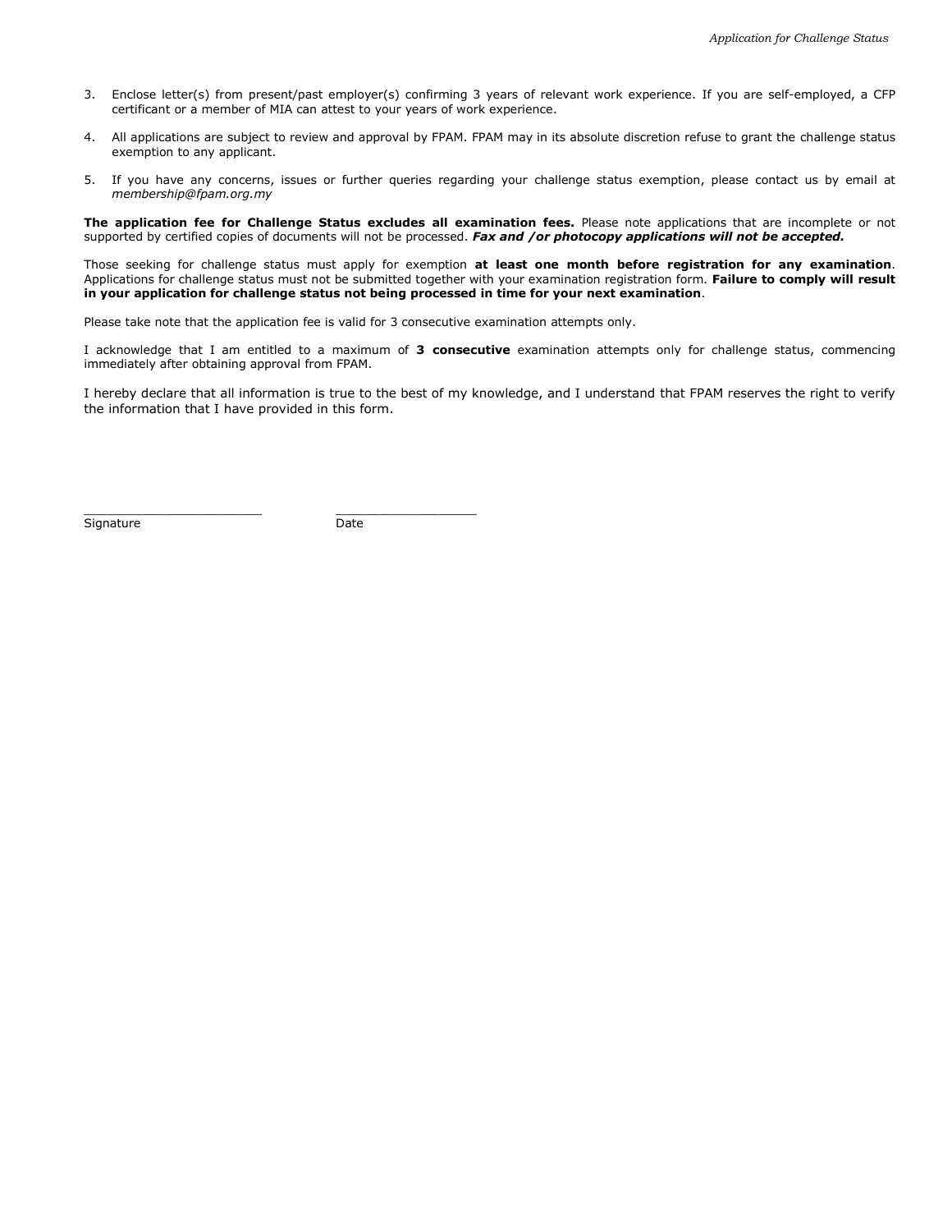3. Enclose letter(s) from present/past employer(s) confirming 3 years of relevant work experience. If you are self-employed, a CFP certificant or a member of MIA can attest to your years of work experience.

4. All applications are subject to review and approval by FPAM. FPAM may in its absolute discretion refuse to grant the challenge status exemption to any applicant.

5. If you have any concerns, issues or further queries regarding your challenge status exemption, please contact us by email at *membership@fpam.org.my*

**The application fee for Challenge Status excludes all examination fees.** Please note applications that are incomplete or not supported by certified copies of documents will not be processed. ***Fax and /or photocopy applications will not be accepted.***

Those seeking for challenge status must apply for exemption **at least one month before registration for any examination**. Applications for challenge status must not be submitted together with your examination registration form. **Failure to comply will result in your application for challenge status not being processed in time for your next examination**.

Please take note that the application fee is valid for 3 consecutive examination attempts only.

I acknowledge that I am entitled to a maximum of **3 consecutive** examination attempts only for challenge status, commencing immediately after obtaining approval from FPAM.

I hereby declare that all information is true to the best of my knowledge, and I understand that FPAM reserves the right to verify the information that I have provided in this form.

\_\_\_\_\_\_\_\_\_\_\_\_\_\_\_\_\_\_\_\_\_\_\_\_ \_\_\_\_\_\_\_\_\_\_\_\_\_\_\_\_\_\_\_\_
Signature Date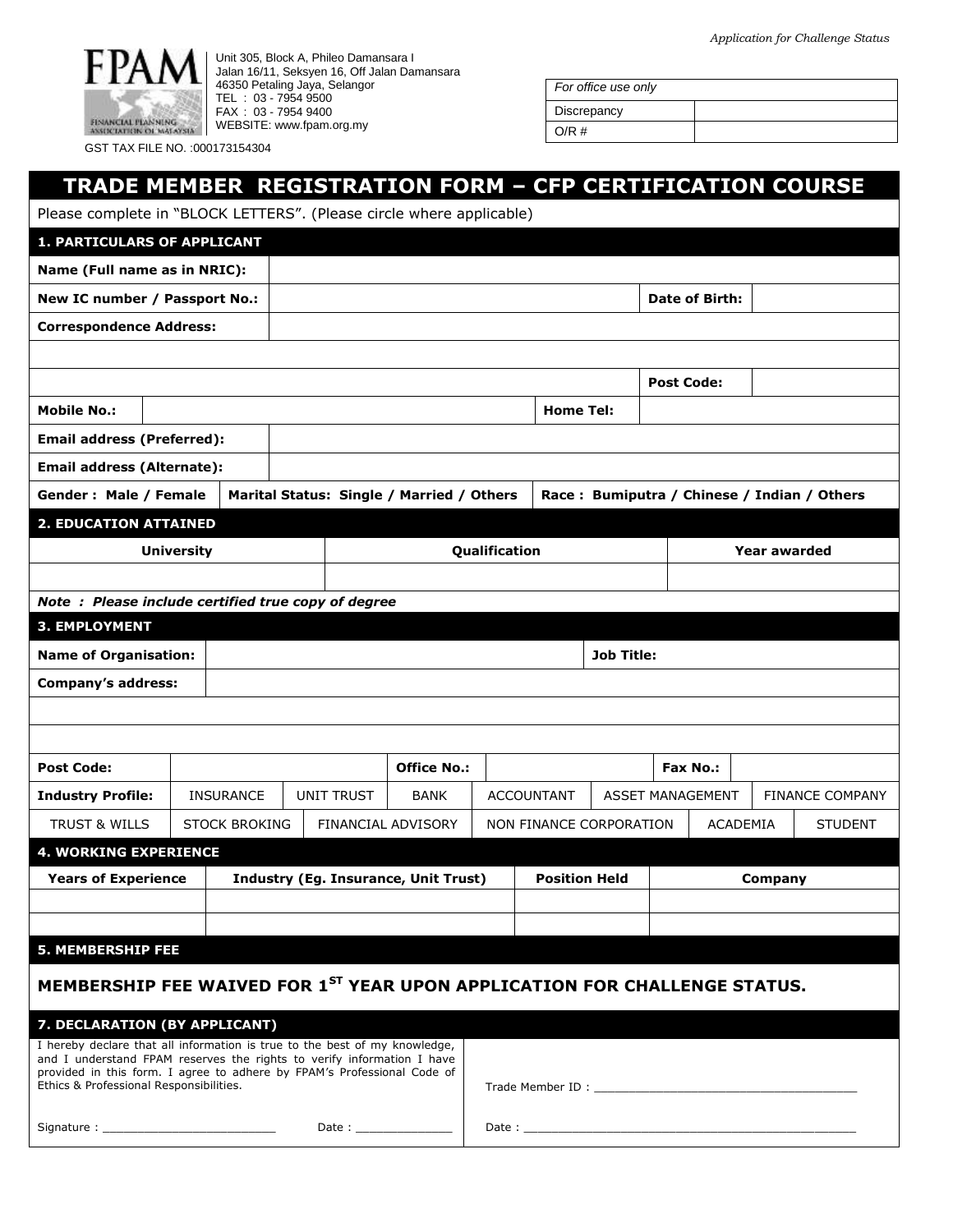*Application for Challenge Status*

FPAM

Unit 305, Block A, Phileo Damansara I
Jalan 16/11, Seksyen 16, Off Jalan Damansara
46350 Petaling Jaya, Selangor
TEL : 03 - 7954 9500
FAX : 03 - 7954 9400
WEBSITE: www.fpam.org.my

GST TAX FILE NO. :000173154304

| *For office use only* | |
|---|---|
| Discrepancy | |
| O/R # | |

# TRADE MEMBER REGISTRATION FORM – CFP CERTIFICATION COURSE

Please complete in "BLOCK LETTERS". (Please circle where applicable)

## 1. PARTICULARS OF APPLICANT

| | | | |
|---|---|---|---|
| **Name (Full name as in NRIC):** | | | |
| **New IC number / Passport No.:** | | **Date of Birth:** | |
| **Correspondence Address:** | | | |
| | | | |
| | | **Post Code:** | |
| **Mobile No.:** | | **Home Tel:** | |
| **Email address (Preferred):** | | | |
| **Email address (Alternate):** | | | |
| **Gender : Male / Female** | **Marital Status: Single / Married / Others** | **Race : Bumiputra / Chinese / Indian / Others** | |

## 2. EDUCATION ATTAINED

| University | Qualification | Year awarded |
|---|---|---|
| | | |

***Note : Please include certified true copy of degree***

## 3. EMPLOYMENT

| | | | | | |
|---|---|---|---|---|---|
| **Name of Organisation:** | | | **Job Title:** | | |
| **Company's address:** | | | | | |
| | | | | | |
| | | | | | |
| **Post Code:** | | **Office No.:** | | **Fax No.:** | |
| **Industry Profile:** | INSURANCE | UNIT TRUST | BANK | ACCOUNTANT | ASSET MANAGEMENT | FINANCE COMPANY |
| TRUST & WILLS | STOCK BROKING | FINANCIAL ADVISORY | NON FINANCE CORPORATION | ACADEMIA | STUDENT |

## 4. WORKING EXPERIENCE

| Years of Experience | Industry (Eg. Insurance, Unit Trust) | Position Held | Company |
|---|---|---|---|
| | | | |
| | | | |

## 5. MEMBERSHIP FEE

**MEMBERSHIP FEE WAIVED FOR 1ST YEAR UPON APPLICATION FOR CHALLENGE STATUS.**

## 7. DECLARATION (BY APPLICANT)

I hereby declare that all information is true to the best of my knowledge, and I understand FPAM reserves the rights to verify information I have provided in this form. I agree to adhere by FPAM's Professional Code of Ethics & Professional Responsibilities.

Signature : ________________________ Date : _____________

Trade Member ID : ____________________________________

Date : ______________________________________________